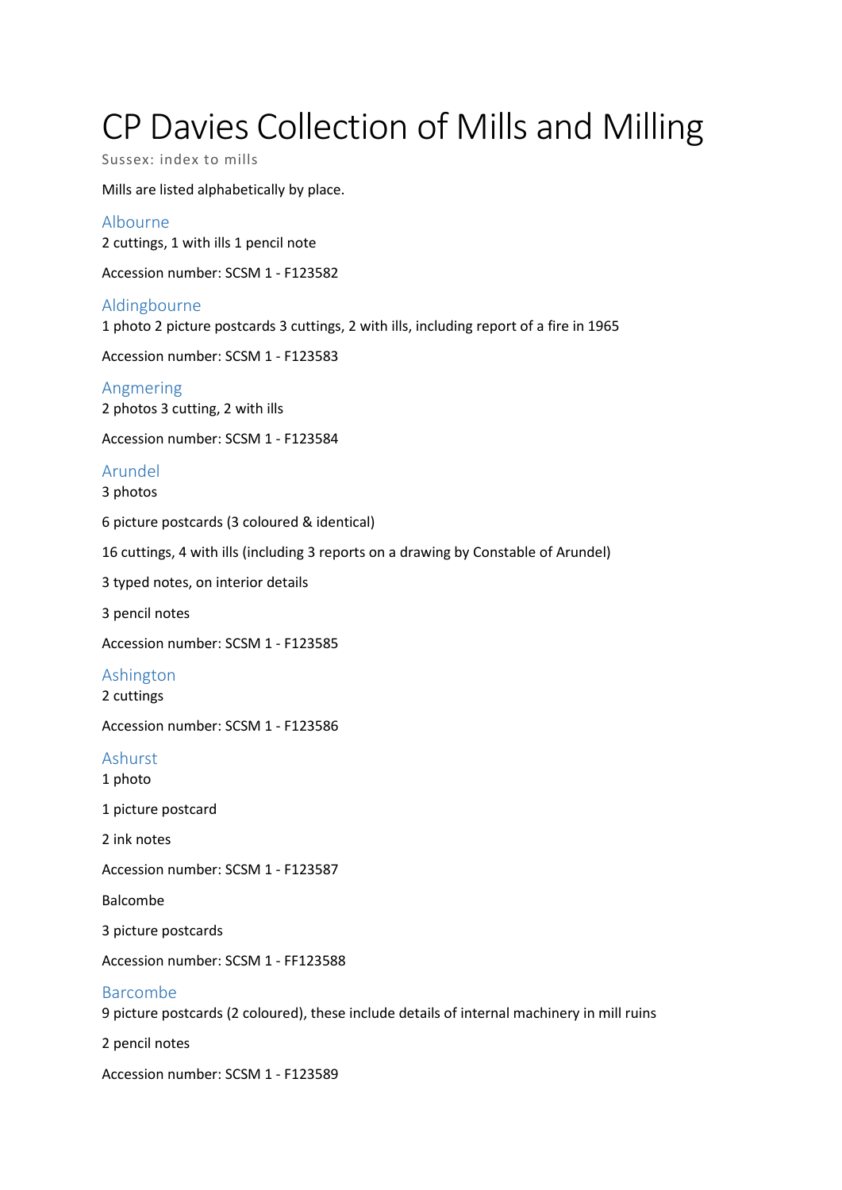# CP Davies Collection of Mills and Milling

Sussex: index to mills

Mills are listed alphabetically by place.

## Albourne

2 cuttings, 1 with ills 1 pencil note

Accession number: SCSM 1 - F123582

## Aldingbourne

1 photo 2 picture postcards 3 cuttings, 2 with ills, including report of a fire in 1965

Accession number: SCSM 1 - F123583

## Angmering

2 photos 3 cutting, 2 with ills

Accession number: SCSM 1 - F123584

## Arundel

3 photos

6 picture postcards (3 coloured & identical)

16 cuttings, 4 with ills (including 3 reports on a drawing by Constable of Arundel)

3 typed notes, on interior details

3 pencil notes

Accession number: SCSM 1 - F123585

## Ashington

2 cuttings

Accession number: SCSM 1 - F123586

## Ashurst

1 photo

1 picture postcard

2 ink notes

Accession number: SCSM 1 - F123587

Balcombe

3 picture postcards

Accession number: SCSM 1 - FF123588

## Barcombe

9 picture postcards (2 coloured), these include details of internal machinery in mill ruins

2 pencil notes

Accession number: SCSM 1 - F123589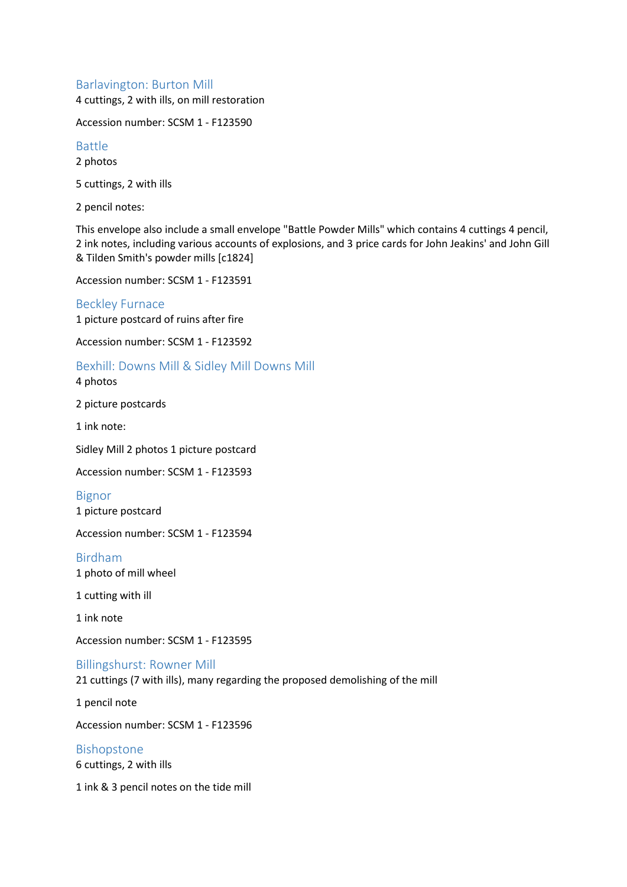## Barlavington: Burton Mill

4 cuttings, 2 with ills, on mill restoration

Accession number: SCSM 1 - F123590

## Battle

2 photos

5 cuttings, 2 with ills

2 pencil notes:

This envelope also include a small envelope "Battle Powder Mills" which contains 4 cuttings 4 pencil, 2 ink notes, including various accounts of explosions, and 3 price cards for John Jeakins' and John Gill & Tilden Smith's powder mills [c1824]

Accession number: SCSM 1 - F123591

## Beckley Furnace

1 picture postcard of ruins after fire

Accession number: SCSM 1 - F123592

## Bexhill: Downs Mill & Sidley Mill Downs Mill

4 photos

2 picture postcards

1 ink note:

Sidley Mill 2 photos 1 picture postcard

Accession number: SCSM 1 - F123593

## Bignor

1 picture postcard

Accession number: SCSM 1 - F123594

## Birdham

1 photo of mill wheel

1 cutting with ill

1 ink note

Accession number: SCSM 1 - F123595

## Billingshurst: Rowner Mill

21 cuttings (7 with ills), many regarding the proposed demolishing of the mill

1 pencil note

Accession number: SCSM 1 - F123596

## Bishopstone

6 cuttings, 2 with ills

1 ink & 3 pencil notes on the tide mill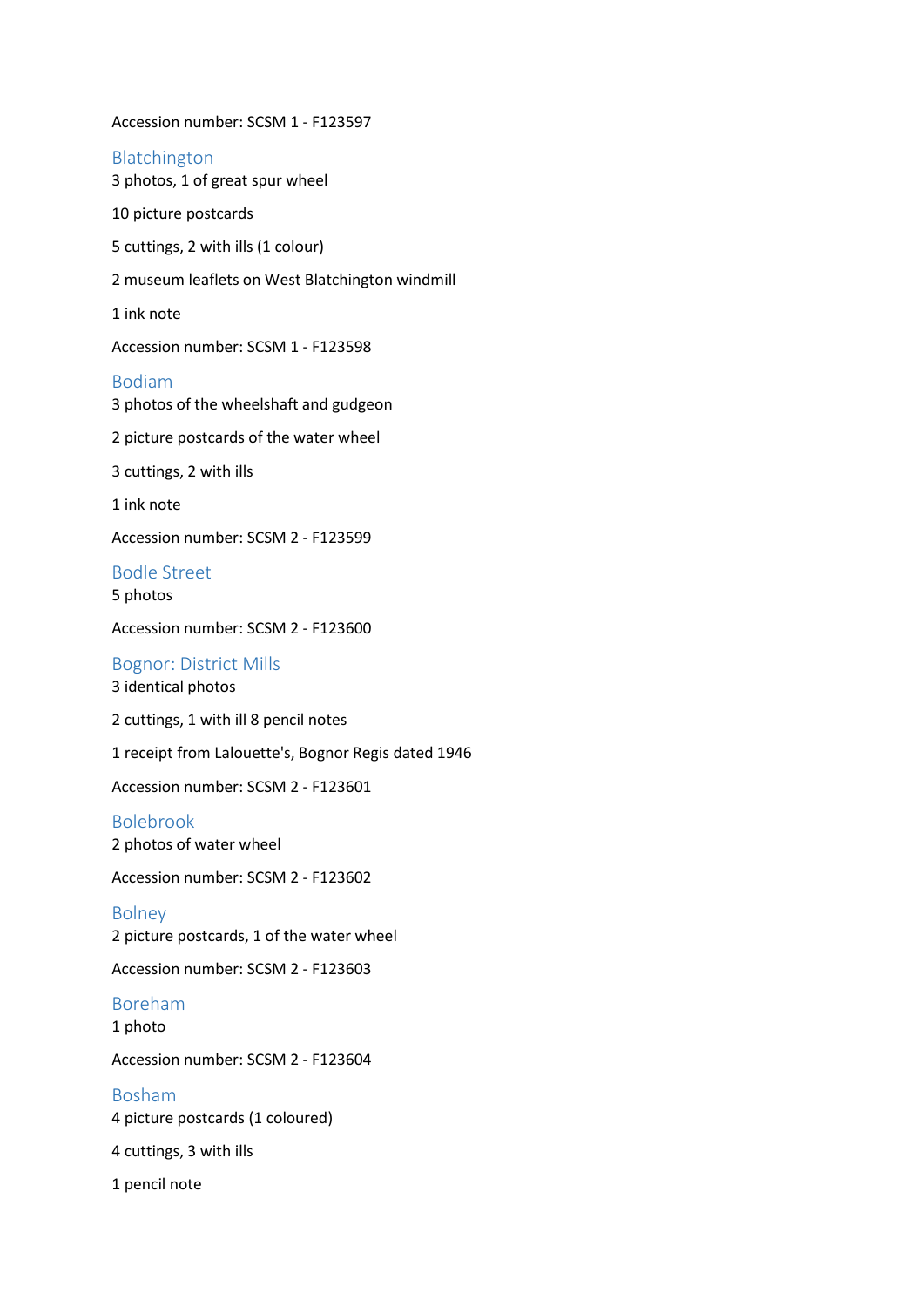Accession number: SCSM 1 - F123597

## Blatchington

3 photos, 1 of great spur wheel

10 picture postcards

5 cuttings, 2 with ills (1 colour)

2 museum leaflets on West Blatchington windmill

1 ink note

Accession number: SCSM 1 - F123598

## Bodiam

3 photos of the wheelshaft and gudgeon

2 picture postcards of the water wheel

3 cuttings, 2 with ills

1 ink note

Accession number: SCSM 2 - F123599

## Bodle Street

5 photos

Accession number: SCSM 2 - F123600

## Bognor: District Mills

3 identical photos

2 cuttings, 1 with ill 8 pencil notes

1 receipt from Lalouette's, Bognor Regis dated 1946

Accession number: SCSM 2 - F123601

## Bolebrook

2 photos of water wheel

Accession number: SCSM 2 - F123602

## Bolney

2 picture postcards, 1 of the water wheel

Accession number: SCSM 2 - F123603

## Boreham

1 photo

Accession number: SCSM 2 - F123604

## Bosham

4 picture postcards (1 coloured)

4 cuttings, 3 with ills

1 pencil note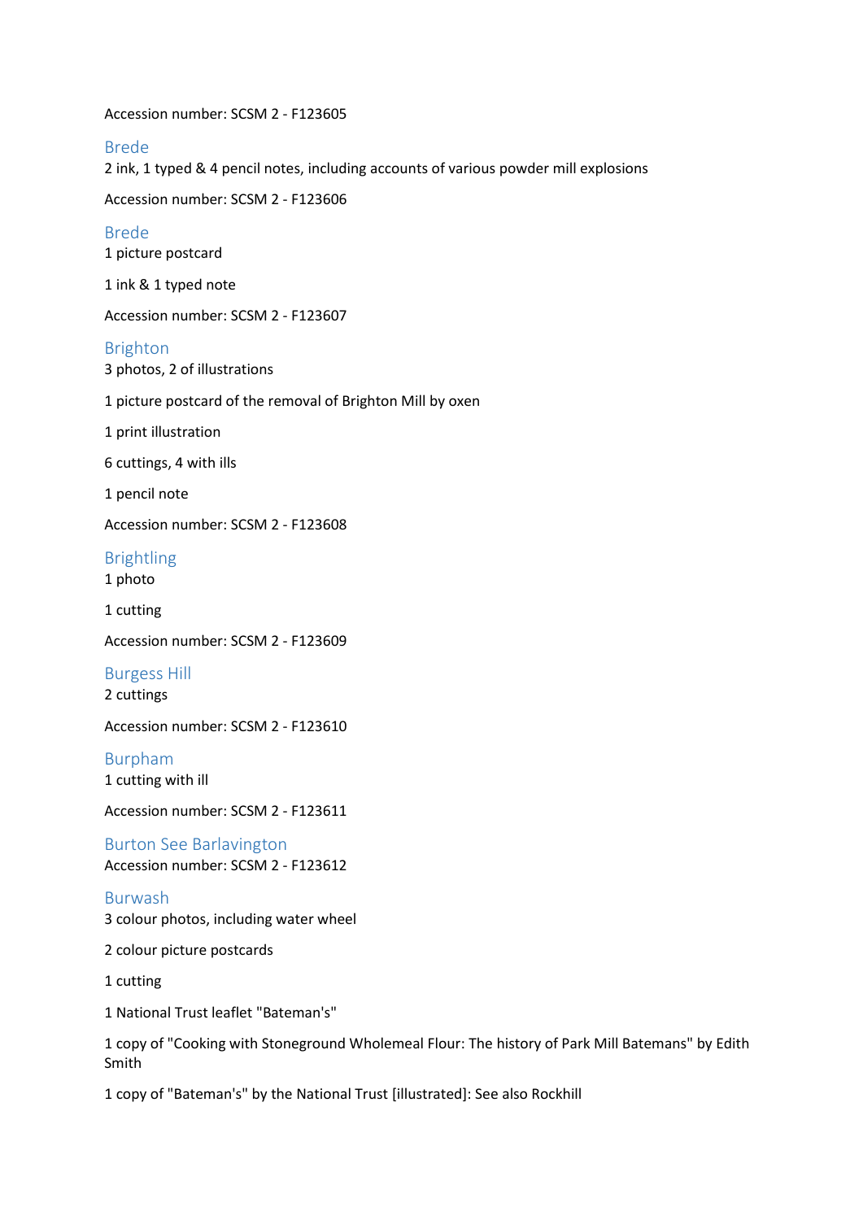Accession number: SCSM 2 - F123605

## Brede

2 ink, 1 typed & 4 pencil notes, including accounts of various powder mill explosions

Accession number: SCSM 2 - F123606

## Brede

1 picture postcard

1 ink & 1 typed note

Accession number: SCSM 2 - F123607

## Brighton

3 photos, 2 of illustrations

1 picture postcard of the removal of Brighton Mill by oxen

1 print illustration

6 cuttings, 4 with ills

1 pencil note

Accession number: SCSM 2 - F123608

## Brightling

1 photo

1 cutting

Accession number: SCSM 2 - F123609

## Burgess Hill

2 cuttings

Accession number: SCSM 2 - F123610

## Burpham

1 cutting with ill

Accession number: SCSM 2 - F123611

## Burton See Barlavington

Accession number: SCSM 2 - F123612

## Burwash

3 colour photos, including water wheel

2 colour picture postcards

1 cutting

1 National Trust leaflet "Bateman's"

1 copy of "Cooking with Stoneground Wholemeal Flour: The history of Park Mill Batemans" by Edith Smith

1 copy of "Bateman's" by the National Trust [illustrated]: See also Rockhill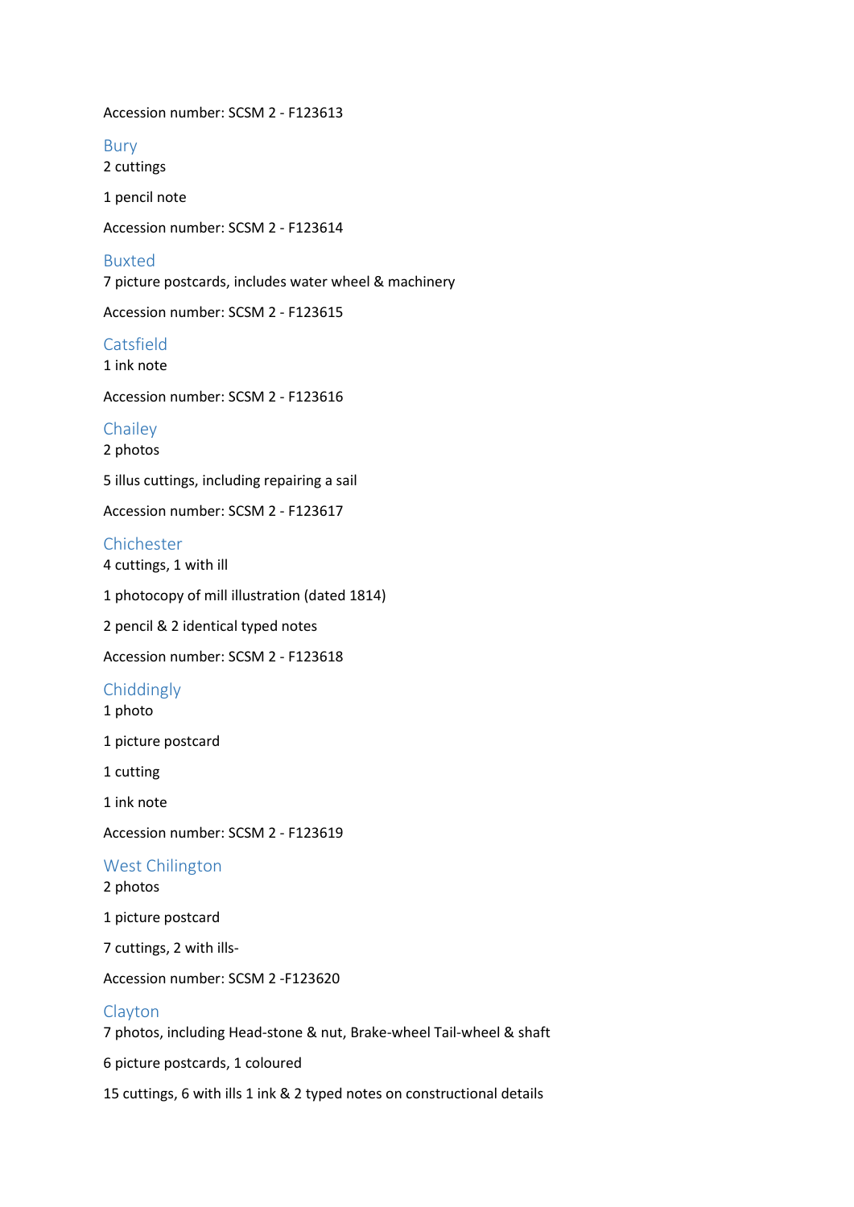Accession number: SCSM 2 - F123613

## Bury

2 cuttings

1 pencil note

Accession number: SCSM 2 - F123614

## Buxted

7 picture postcards, includes water wheel & machinery

Accession number: SCSM 2 - F123615

## Catsfield

1 ink note

Accession number: SCSM 2 - F123616

## Chailey

2 photos

5 illus cuttings, including repairing a sail

Accession number: SCSM 2 - F123617

## Chichester

4 cuttings, 1 with ill

1 photocopy of mill illustration (dated 1814)

2 pencil & 2 identical typed notes

Accession number: SCSM 2 - F123618

## Chiddingly

1 photo

1 picture postcard

1 cutting

1 ink note

Accession number: SCSM 2 - F123619

## West Chilington

2 photos

1 picture postcard

7 cuttings, 2 with ills-

Accession number: SCSM 2 -F123620

## Clayton

7 photos, including Head-stone & nut, Brake-wheel Tail-wheel & shaft

6 picture postcards, 1 coloured

15 cuttings, 6 with ills 1 ink & 2 typed notes on constructional details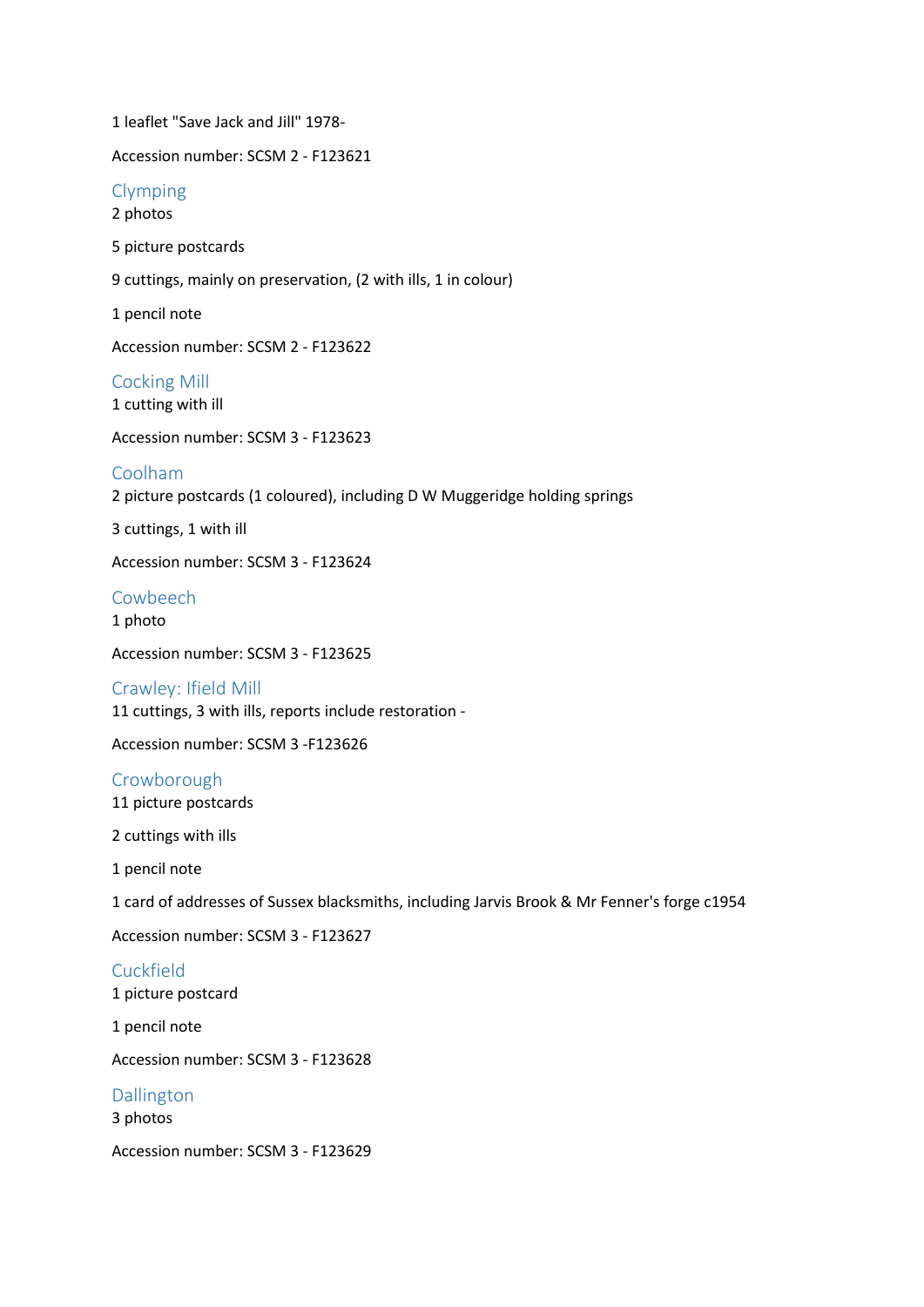1 leaflet "Save Jack and Jill" 1978-

Accession number: SCSM 2 - F123621

## Clymping

2 photos

5 picture postcards

9 cuttings, mainly on preservation, (2 with ills, 1 in colour)

1 pencil note

Accession number: SCSM 2 - F123622

## Cocking Mill

1 cutting with ill

Accession number: SCSM 3 - F123623

## Coolham

2 picture postcards (1 coloured), including D W Muggeridge holding springs

3 cuttings, 1 with ill

Accession number: SCSM 3 - F123624

## Cowbeech

1 photo

Accession number: SCSM 3 - F123625

## Crawley: Ifield Mill

11 cuttings, 3 with ills, reports include restoration -

Accession number: SCSM 3 -F123626

## Crowborough

11 picture postcards

2 cuttings with ills

1 pencil note

1 card of addresses of Sussex blacksmiths, including Jarvis Brook & Mr Fenner's forge c1954

Accession number: SCSM 3 - F123627

## Cuckfield

1 picture postcard

1 pencil note

Accession number: SCSM 3 - F123628

## Dallington

3 photos

Accession number: SCSM 3 - F123629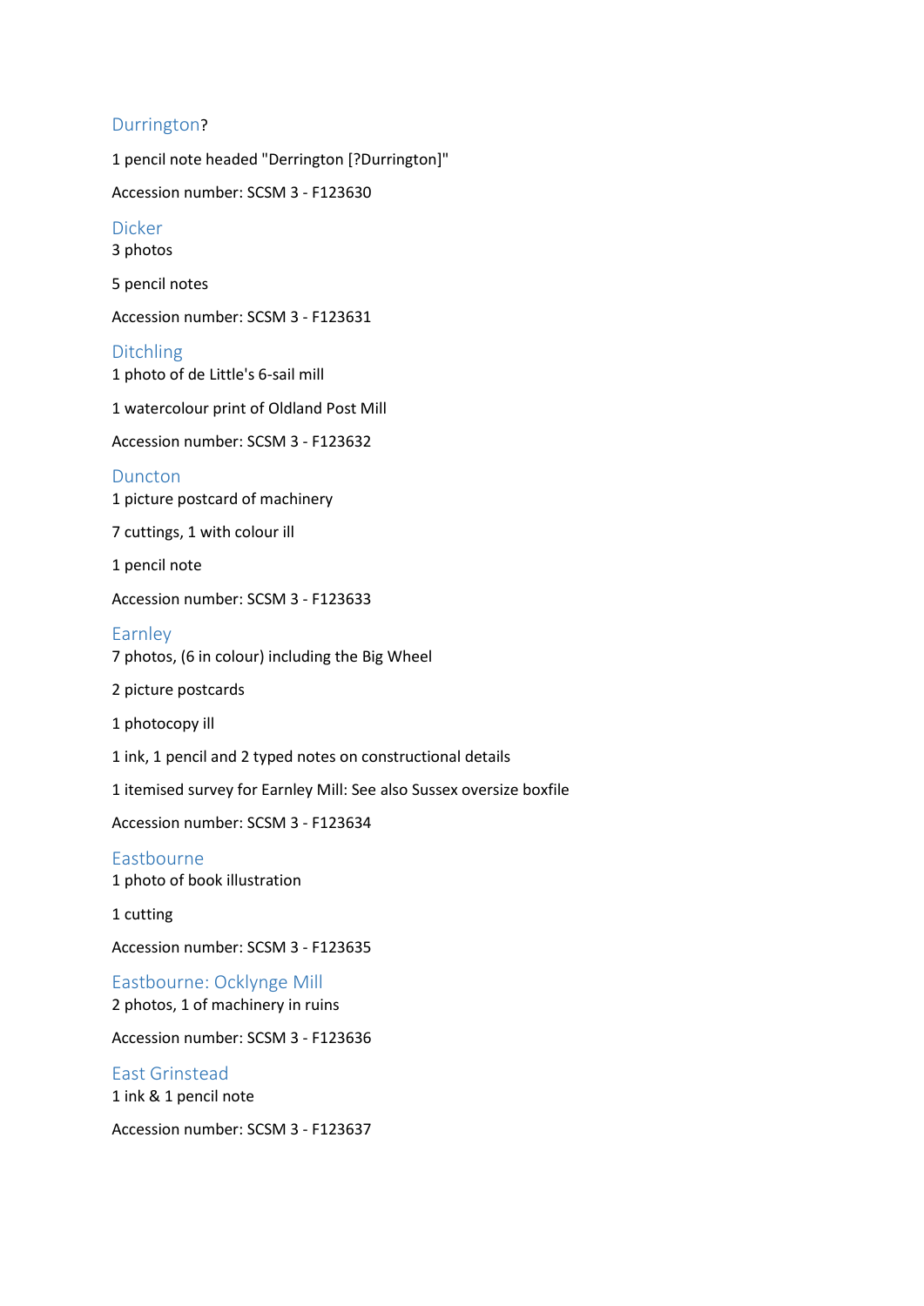## Durrington?

1 pencil note headed "Derrington [?Durrington]"

Accession number: SCSM 3 - F123630

## Dicker

3 photos

5 pencil notes

Accession number: SCSM 3 - F123631

## Ditchling

1 photo of de Little's 6-sail mill

1 watercolour print of Oldland Post Mill

Accession number: SCSM 3 - F123632

## Duncton

1 picture postcard of machinery

7 cuttings, 1 with colour ill

1 pencil note

Accession number: SCSM 3 - F123633

## Earnley

7 photos, (6 in colour) including the Big Wheel

2 picture postcards

1 photocopy ill

1 ink, 1 pencil and 2 typed notes on constructional details

1 itemised survey for Earnley Mill: See also Sussex oversize boxfile

Accession number: SCSM 3 - F123634

## Eastbourne

1 photo of book illustration

1 cutting

Accession number: SCSM 3 - F123635

## Eastbourne: Ocklynge Mill

2 photos, 1 of machinery in ruins

Accession number: SCSM 3 - F123636

## East Grinstead

1 ink & 1 pencil note

Accession number: SCSM 3 - F123637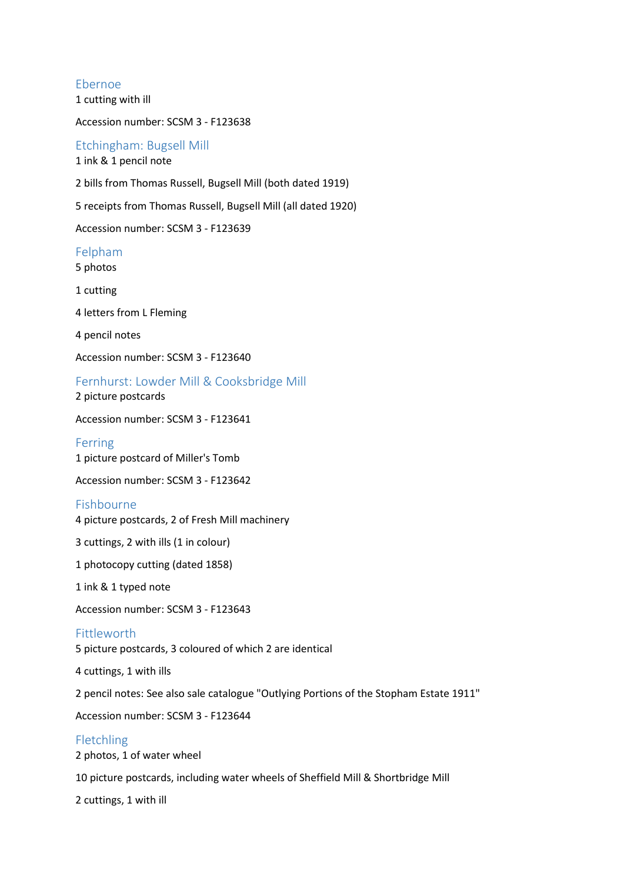## Ebernoe

1 cutting with ill

Accession number: SCSM 3 - F123638

## Etchingham: Bugsell Mill

1 ink & 1 pencil note

2 bills from Thomas Russell, Bugsell Mill (both dated 1919)

5 receipts from Thomas Russell, Bugsell Mill (all dated 1920)

Accession number: SCSM 3 - F123639

## Felpham

5 photos

1 cutting

4 letters from L Fleming

4 pencil notes

Accession number: SCSM 3 - F123640

## Fernhurst: Lowder Mill & Cooksbridge Mill

2 picture postcards

Accession number: SCSM 3 - F123641

## Ferring

1 picture postcard of Miller's Tomb

Accession number: SCSM 3 - F123642

## Fishbourne

4 picture postcards, 2 of Fresh Mill machinery

3 cuttings, 2 with ills (1 in colour)

1 photocopy cutting (dated 1858)

1 ink & 1 typed note

Accession number: SCSM 3 - F123643

## Fittleworth

5 picture postcards, 3 coloured of which 2 are identical

4 cuttings, 1 with ills

2 pencil notes: See also sale catalogue "Outlying Portions of the Stopham Estate 1911"

Accession number: SCSM 3 - F123644

## Fletchling

2 photos, 1 of water wheel

10 picture postcards, including water wheels of Sheffield Mill & Shortbridge Mill

2 cuttings, 1 with ill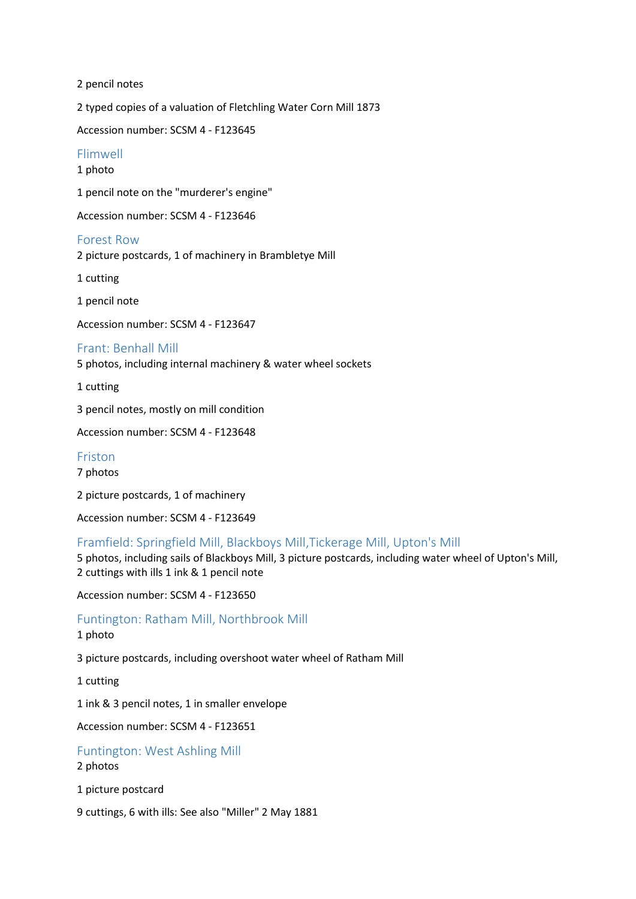2 pencil notes

2 typed copies of a valuation of Fletchling Water Corn Mill 1873

Accession number: SCSM 4 - F123645

## Flimwell

1 photo

1 pencil note on the "murderer's engine"

Accession number: SCSM 4 - F123646

## Forest Row

2 picture postcards, 1 of machinery in Brambletye Mill

1 cutting

1 pencil note

Accession number: SCSM 4 - F123647

## Frant: Benhall Mill

5 photos, including internal machinery & water wheel sockets

1 cutting

3 pencil notes, mostly on mill condition

Accession number: SCSM 4 - F123648

## Friston

7 photos

2 picture postcards, 1 of machinery

Accession number: SCSM 4 - F123649

## Framfield: Springfield Mill, Blackboys Mill,Tickerage Mill, Upton's Mill

5 photos, including sails of Blackboys Mill, 3 picture postcards, including water wheel of Upton's Mill, 2 cuttings with ills 1 ink & 1 pencil note

Accession number: SCSM 4 - F123650

## Funtington: Ratham Mill, Northbrook Mill

1 photo

3 picture postcards, including overshoot water wheel of Ratham Mill

1 cutting

1 ink & 3 pencil notes, 1 in smaller envelope

Accession number: SCSM 4 - F123651

## Funtington: West Ashling Mill

2 photos

1 picture postcard

9 cuttings, 6 with ills: See also "Miller" 2 May 1881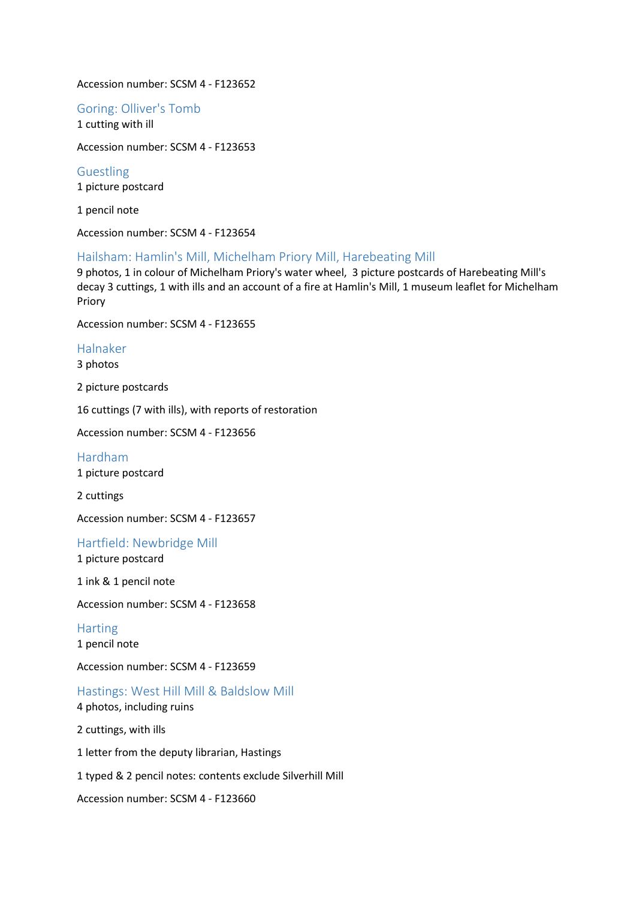Accession number: SCSM 4 - F123652

## Goring: Olliver's Tomb

1 cutting with ill

Accession number: SCSM 4 - F123653

## Guestling

1 picture postcard

1 pencil note

Accession number: SCSM 4 - F123654

## Hailsham: Hamlin's Mill, Michelham Priory Mill, Harebeating Mill

9 photos, 1 in colour of Michelham Priory's water wheel, 3 picture postcards of Harebeating Mill's decay 3 cuttings, 1 with ills and an account of a fire at Hamlin's Mill, 1 museum leaflet for Michelham Priory

Accession number: SCSM 4 - F123655

## Halnaker

3 photos

2 picture postcards

16 cuttings (7 with ills), with reports of restoration

Accession number: SCSM 4 - F123656

## Hardham

1 picture postcard

2 cuttings

Accession number: SCSM 4 - F123657

## Hartfield: Newbridge Mill

1 picture postcard

1 ink & 1 pencil note

Accession number: SCSM 4 - F123658

## Harting

1 pencil note

Accession number: SCSM 4 - F123659

## Hastings: West Hill Mill & Baldslow Mill

4 photos, including ruins

2 cuttings, with ills

1 letter from the deputy librarian, Hastings

1 typed & 2 pencil notes: contents exclude Silverhill Mill

Accession number: SCSM 4 - F123660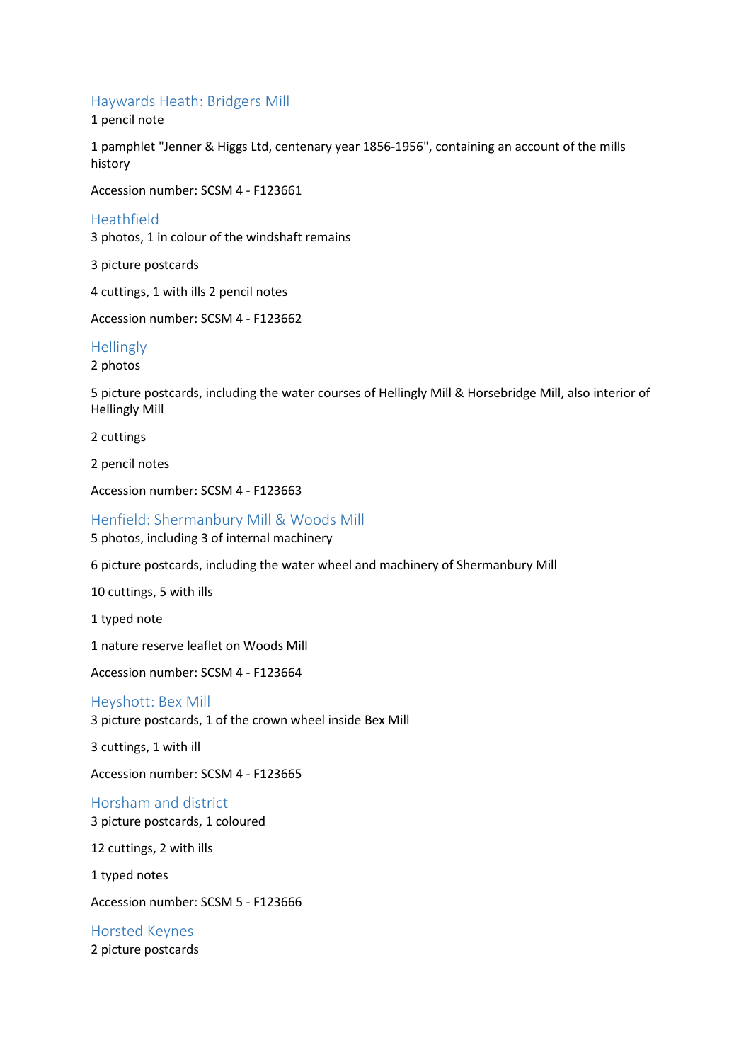## Haywards Heath: Bridgers Mill

1 pencil note

1 pamphlet "Jenner & Higgs Ltd, centenary year 1856-1956", containing an account of the mills history

Accession number: SCSM 4 - F123661

## Heathfield

3 photos, 1 in colour of the windshaft remains

3 picture postcards

4 cuttings, 1 with ills 2 pencil notes

Accession number: SCSM 4 - F123662

## Hellingly

2 photos

5 picture postcards, including the water courses of Hellingly Mill & Horsebridge Mill, also interior of Hellingly Mill

2 cuttings

2 pencil notes

Accession number: SCSM 4 - F123663

## Henfield: Shermanbury Mill & Woods Mill

5 photos, including 3 of internal machinery

6 picture postcards, including the water wheel and machinery of Shermanbury Mill

10 cuttings, 5 with ills

1 typed note

1 nature reserve leaflet on Woods Mill

Accession number: SCSM 4 - F123664

## Heyshott: Bex Mill

3 picture postcards, 1 of the crown wheel inside Bex Mill

3 cuttings, 1 with ill

Accession number: SCSM 4 - F123665

## Horsham and district

3 picture postcards, 1 coloured

12 cuttings, 2 with ills

1 typed notes

Accession number: SCSM 5 - F123666

## Horsted Keynes

2 picture postcards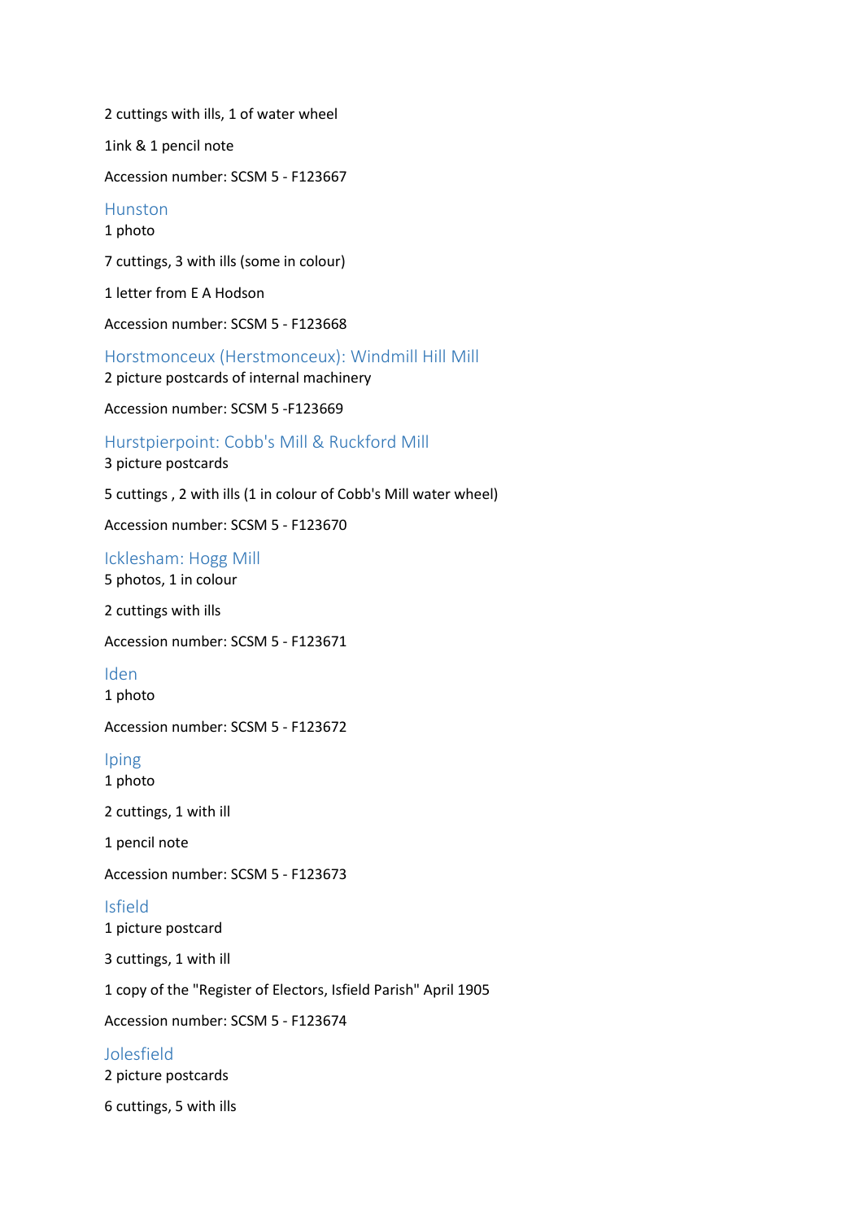2 cuttings with ills, 1 of water wheel

1ink & 1 pencil note

Accession number: SCSM 5 - F123667

## Hunston

1 photo

7 cuttings, 3 with ills (some in colour)

1 letter from E A Hodson

Accession number: SCSM 5 - F123668

## Horstmonceux (Herstmonceux): Windmill Hill Mill

2 picture postcards of internal machinery

Accession number: SCSM 5 -F123669

## Hurstpierpoint: Cobb's Mill & Ruckford Mill

3 picture postcards

5 cuttings , 2 with ills (1 in colour of Cobb's Mill water wheel)

Accession number: SCSM 5 - F123670

## Icklesham: Hogg Mill

5 photos, 1 in colour

2 cuttings with ills

Accession number: SCSM 5 - F123671

## Iden

1 photo

Accession number: SCSM 5 - F123672

## Iping

1 photo

2 cuttings, 1 with ill

1 pencil note

Accession number: SCSM 5 - F123673

## Isfield

1 picture postcard

3 cuttings, 1 with ill

1 copy of the "Register of Electors, Isfield Parish" April 1905

Accession number: SCSM 5 - F123674

## Jolesfield

2 picture postcards

6 cuttings, 5 with ills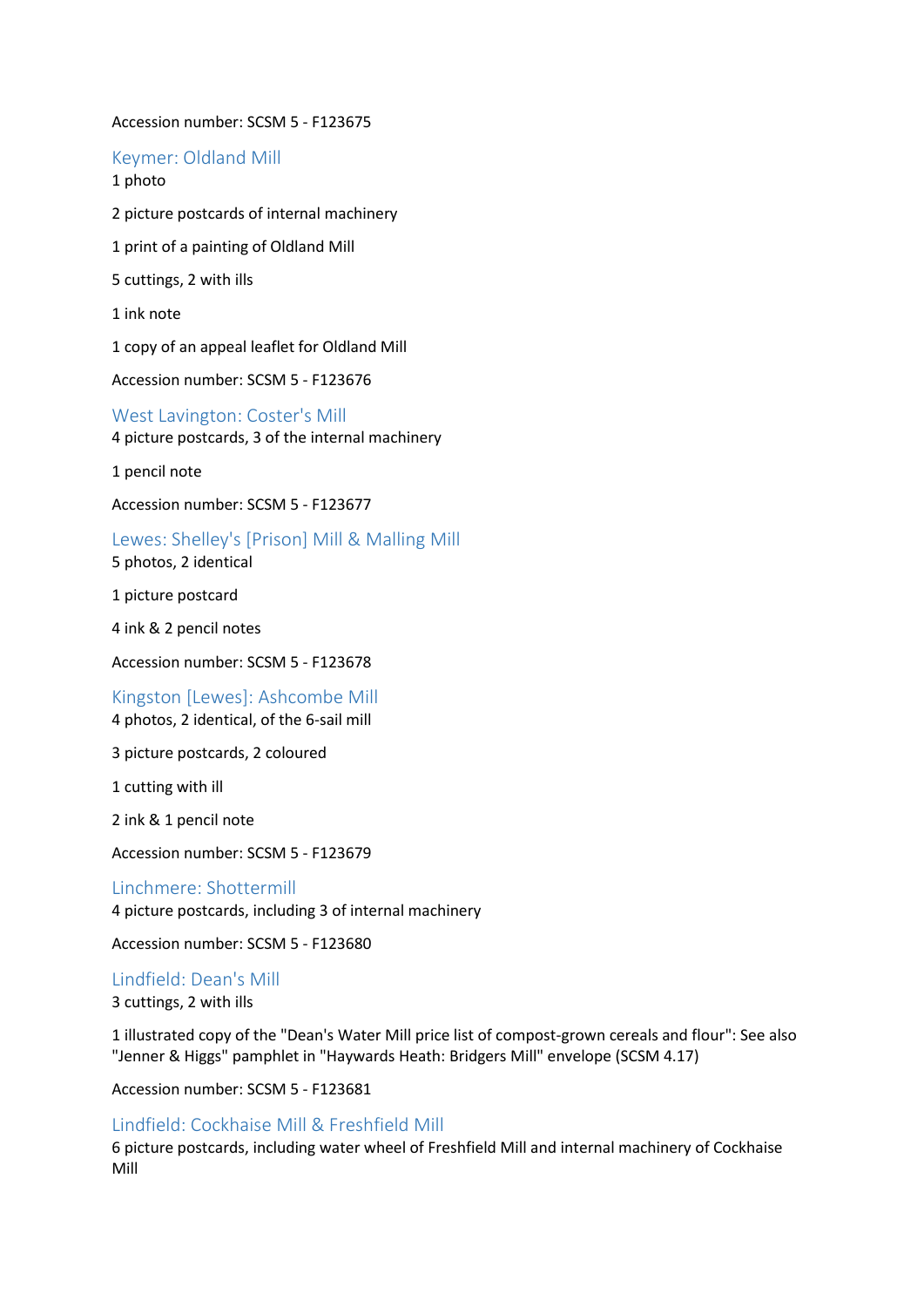Accession number: SCSM 5 - F123675

## Keymer: Oldland Mill

1 photo

2 picture postcards of internal machinery

1 print of a painting of Oldland Mill

5 cuttings, 2 with ills

1 ink note

1 copy of an appeal leaflet for Oldland Mill

Accession number: SCSM 5 - F123676

## West Lavington: Coster's Mill

4 picture postcards, 3 of the internal machinery

1 pencil note

Accession number: SCSM 5 - F123677

## Lewes: Shelley's [Prison] Mill & Malling Mill

5 photos, 2 identical

1 picture postcard

4 ink & 2 pencil notes

Accession number: SCSM 5 - F123678

## Kingston [Lewes]: Ashcombe Mill

4 photos, 2 identical, of the 6-sail mill

3 picture postcards, 2 coloured

1 cutting with ill

2 ink & 1 pencil note

Accession number: SCSM 5 - F123679

## Linchmere: Shottermill

4 picture postcards, including 3 of internal machinery

Accession number: SCSM 5 - F123680

## Lindfield: Dean's Mill

3 cuttings, 2 with ills

1 illustrated copy of the "Dean's Water Mill price list of compost-grown cereals and flour": See also "Jenner & Higgs" pamphlet in "Haywards Heath: Bridgers Mill" envelope (SCSM 4.17)

Accession number: SCSM 5 - F123681

## Lindfield: Cockhaise Mill & Freshfield Mill

6 picture postcards, including water wheel of Freshfield Mill and internal machinery of Cockhaise Mill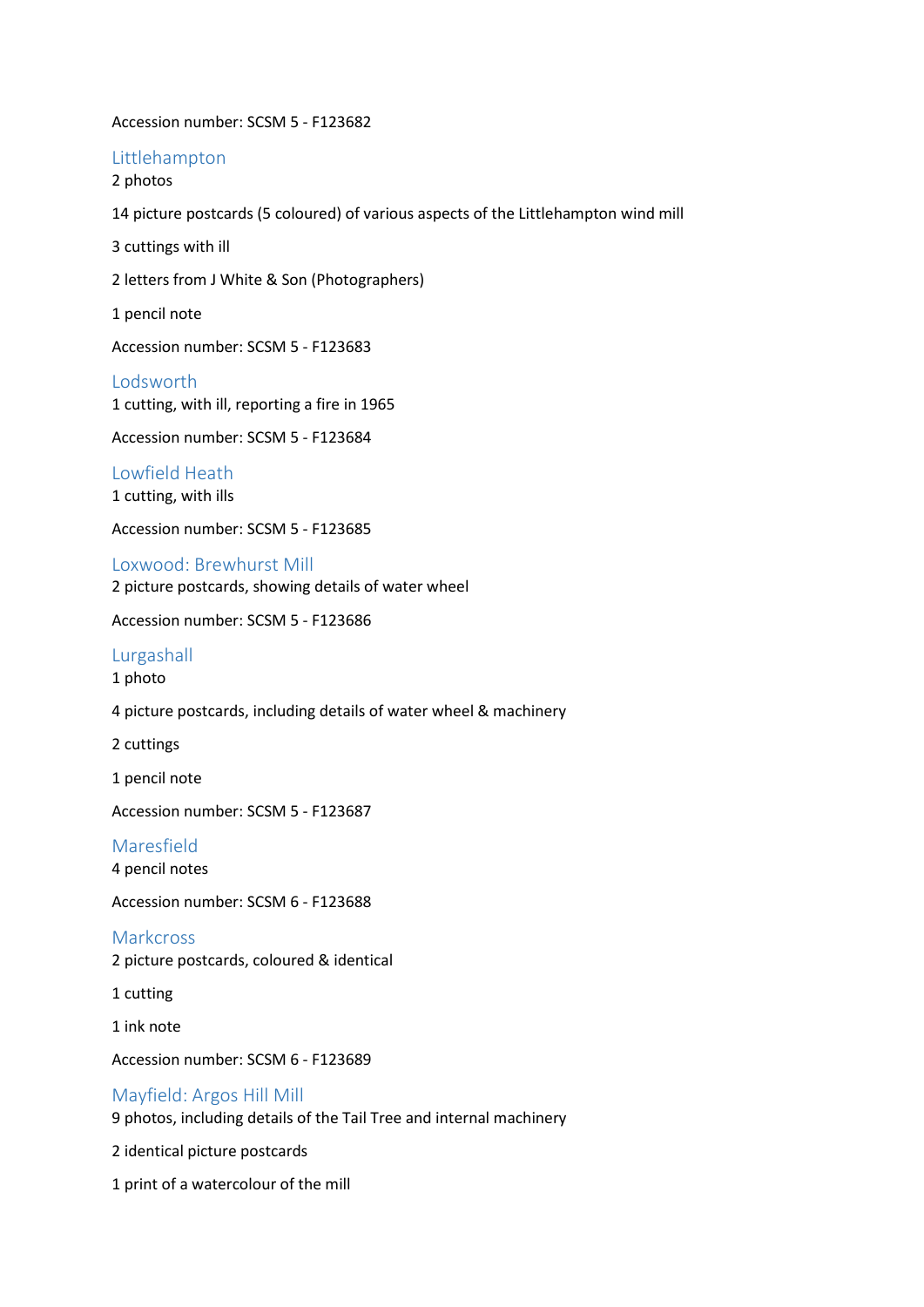Accession number: SCSM 5 - F123682

## Littlehampton

2 photos

14 picture postcards (5 coloured) of various aspects of the Littlehampton wind mill

3 cuttings with ill

2 letters from J White & Son (Photographers)

1 pencil note

Accession number: SCSM 5 - F123683

## Lodsworth

1 cutting, with ill, reporting a fire in 1965

Accession number: SCSM 5 - F123684

## Lowfield Heath

1 cutting, with ills

Accession number: SCSM 5 - F123685

## Loxwood: Brewhurst Mill

2 picture postcards, showing details of water wheel

Accession number: SCSM 5 - F123686

## Lurgashall

1 photo

4 picture postcards, including details of water wheel & machinery

2 cuttings

1 pencil note

Accession number: SCSM 5 - F123687

## Maresfield

4 pencil notes

Accession number: SCSM 6 - F123688

## Markcross

2 picture postcards, coloured & identical

1 cutting

1 ink note

Accession number: SCSM 6 - F123689

## Mayfield: Argos Hill Mill

9 photos, including details of the Tail Tree and internal machinery

2 identical picture postcards

1 print of a watercolour of the mill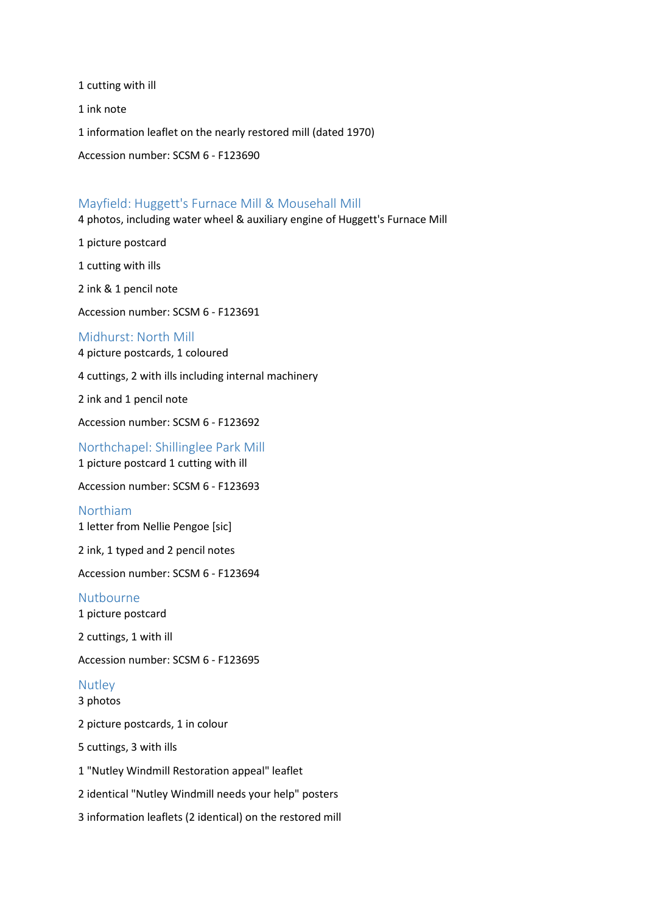1 cutting with ill

1 ink note

1 information leaflet on the nearly restored mill (dated 1970)

Accession number: SCSM 6 - F123690

## Mayfield: Huggett's Furnace Mill & Mousehall Mill

4 photos, including water wheel & auxiliary engine of Huggett's Furnace Mill

1 picture postcard

1 cutting with ills

2 ink & 1 pencil note

Accession number: SCSM 6 - F123691

## Midhurst: North Mill

4 picture postcards, 1 coloured

4 cuttings, 2 with ills including internal machinery

2 ink and 1 pencil note

Accession number: SCSM 6 - F123692

## Northchapel: Shillinglee Park Mill

1 picture postcard 1 cutting with ill

Accession number: SCSM 6 - F123693

## Northiam

1 letter from Nellie Pengoe [sic]

2 ink, 1 typed and 2 pencil notes

Accession number: SCSM 6 - F123694

## Nutbourne

1 picture postcard

2 cuttings, 1 with ill

Accession number: SCSM 6 - F123695

## Nutley

3 photos

2 picture postcards, 1 in colour

5 cuttings, 3 with ills

1 "Nutley Windmill Restoration appeal" leaflet

2 identical "Nutley Windmill needs your help" posters

3 information leaflets (2 identical) on the restored mill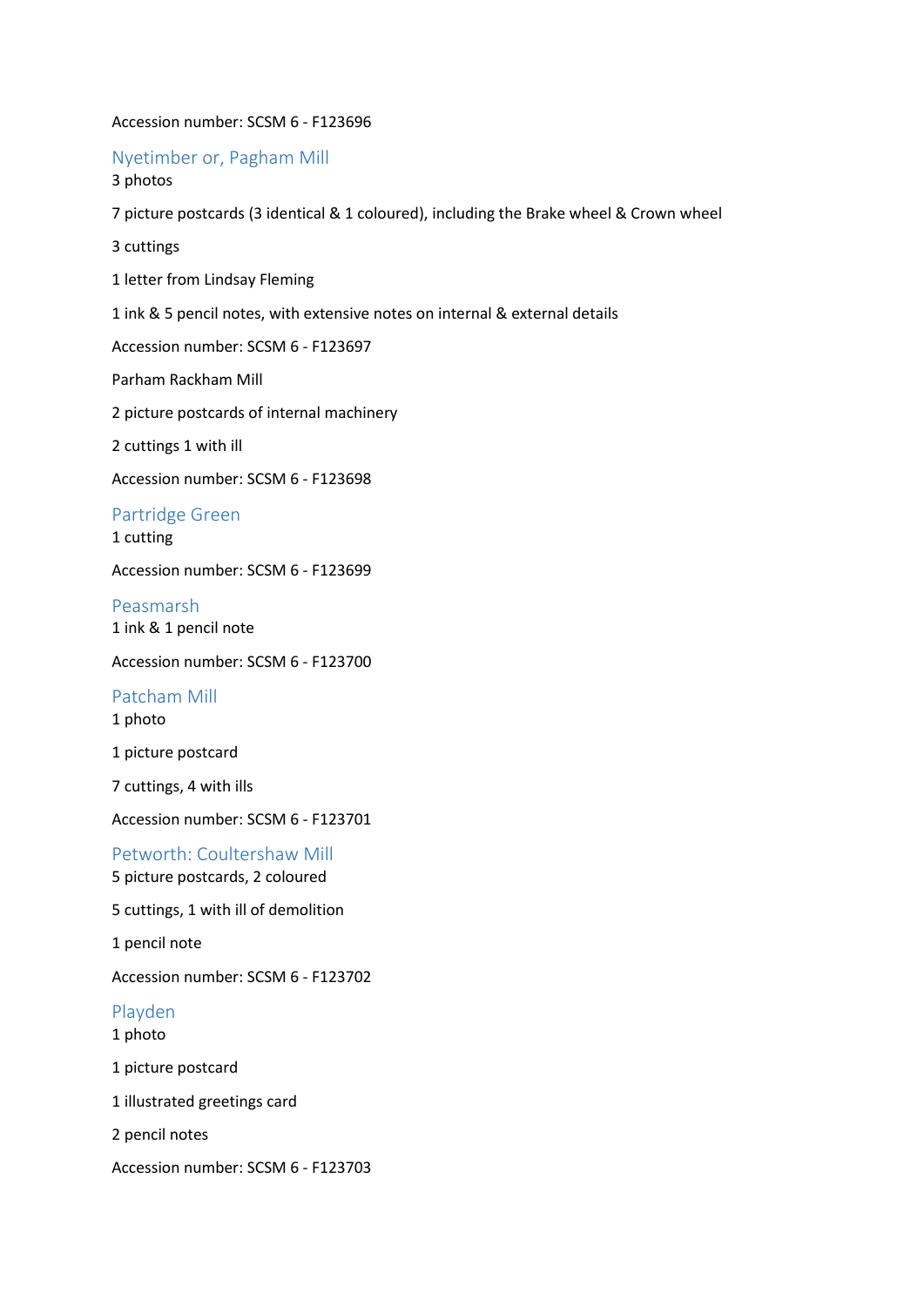Accession number: SCSM 6 - F123696

## Nyetimber or, Pagham Mill

3 photos

7 picture postcards (3 identical & 1 coloured), including the Brake wheel & Crown wheel

3 cuttings

1 letter from Lindsay Fleming

1 ink & 5 pencil notes, with extensive notes on internal & external details

Accession number: SCSM 6 - F123697

Parham Rackham Mill

2 picture postcards of internal machinery

2 cuttings 1 with ill

Accession number: SCSM 6 - F123698

## Partridge Green

1 cutting

Accession number: SCSM 6 - F123699

## Peasmarsh

1 ink & 1 pencil note

Accession number: SCSM 6 - F123700

## Patcham Mill

1 photo

1 picture postcard

7 cuttings, 4 with ills

Accession number: SCSM 6 - F123701

## Petworth: Coultershaw Mill

5 picture postcards, 2 coloured

5 cuttings, 1 with ill of demolition

1 pencil note

Accession number: SCSM 6 - F123702

## Playden

1 photo

1 picture postcard

1 illustrated greetings card

2 pencil notes

Accession number: SCSM 6 - F123703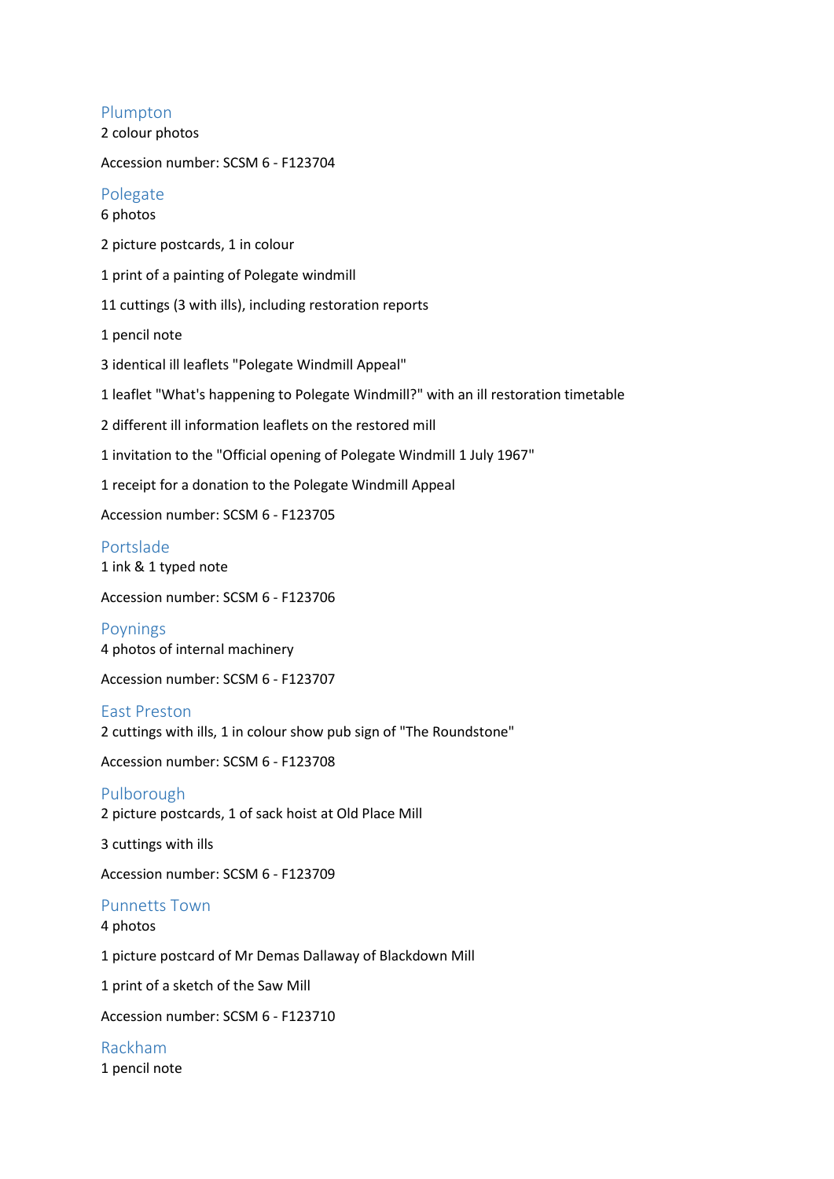## Plumpton

2 colour photos

Accession number: SCSM 6 - F123704

## Polegate

6 photos

2 picture postcards, 1 in colour

1 print of a painting of Polegate windmill

11 cuttings (3 with ills), including restoration reports

1 pencil note

3 identical ill leaflets "Polegate Windmill Appeal"

1 leaflet "What's happening to Polegate Windmill?" with an ill restoration timetable

2 different ill information leaflets on the restored mill

1 invitation to the "Official opening of Polegate Windmill 1 July 1967"

1 receipt for a donation to the Polegate Windmill Appeal

Accession number: SCSM 6 - F123705

## Portslade

1 ink & 1 typed note

Accession number: SCSM 6 - F123706

## Poynings

4 photos of internal machinery

Accession number: SCSM 6 - F123707

## East Preston

2 cuttings with ills, 1 in colour show pub sign of "The Roundstone"

Accession number: SCSM 6 - F123708

## Pulborough

2 picture postcards, 1 of sack hoist at Old Place Mill

3 cuttings with ills

Accession number: SCSM 6 - F123709

## Punnetts Town

4 photos

1 picture postcard of Mr Demas Dallaway of Blackdown Mill

1 print of a sketch of the Saw Mill

Accession number: SCSM 6 - F123710

## Rackham

1 pencil note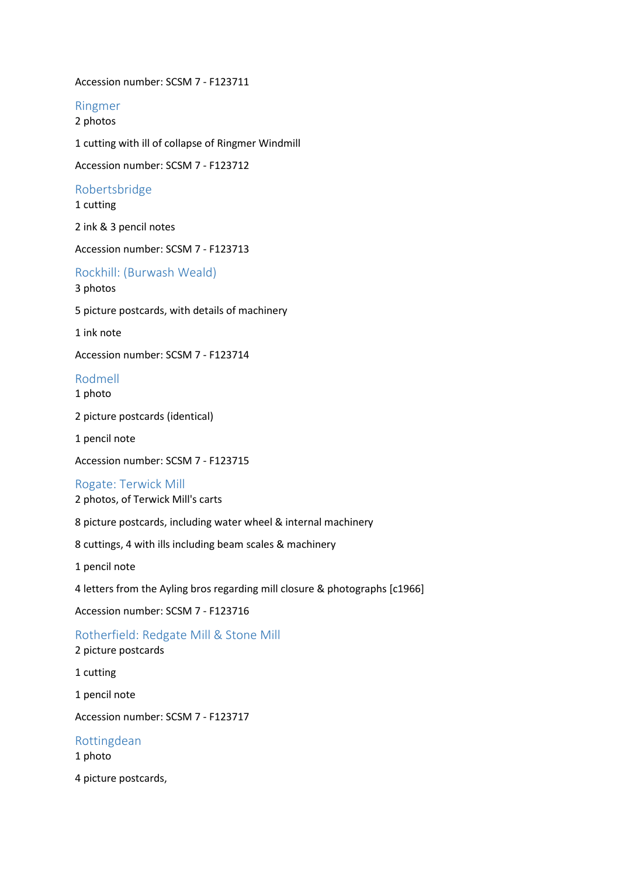Accession number: SCSM 7 - F123711

## Ringmer

2 photos

1 cutting with ill of collapse of Ringmer Windmill

Accession number: SCSM 7 - F123712

## Robertsbridge

1 cutting

2 ink & 3 pencil notes

Accession number: SCSM 7 - F123713

## Rockhill: (Burwash Weald)

3 photos

5 picture postcards, with details of machinery

1 ink note

Accession number: SCSM 7 - F123714

## Rodmell

1 photo

2 picture postcards (identical)

1 pencil note

Accession number: SCSM 7 - F123715

## Rogate: Terwick Mill

2 photos, of Terwick Mill's carts

8 picture postcards, including water wheel & internal machinery

8 cuttings, 4 with ills including beam scales & machinery

1 pencil note

4 letters from the Ayling bros regarding mill closure & photographs [c1966]

Accession number: SCSM 7 - F123716

## Rotherfield: Redgate Mill & Stone Mill

2 picture postcards

1 cutting

1 pencil note

Accession number: SCSM 7 - F123717

## Rottingdean

1 photo

4 picture postcards,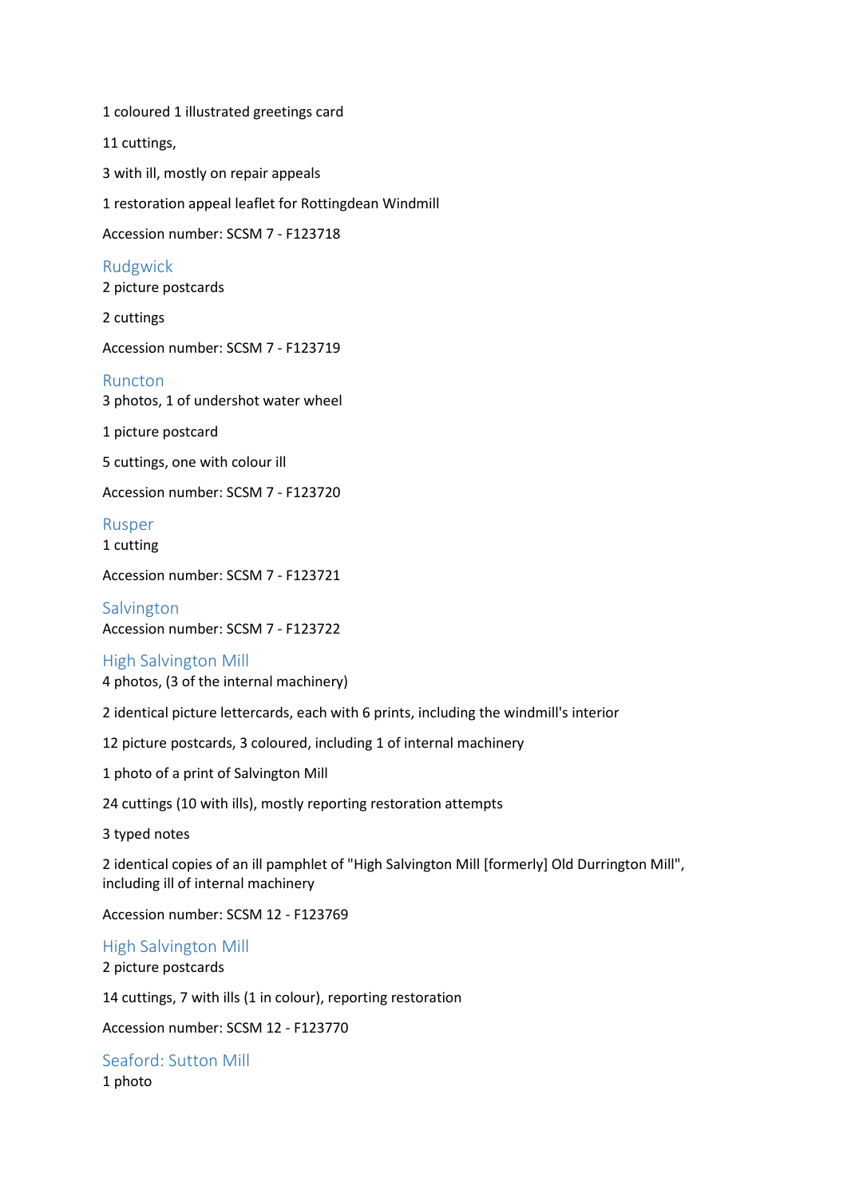1 coloured 1 illustrated greetings card

11 cuttings,

3 with ill, mostly on repair appeals

1 restoration appeal leaflet for Rottingdean Windmill

Accession number: SCSM 7 - F123718

## Rudgwick

2 picture postcards

2 cuttings

Accession number: SCSM 7 - F123719

## Runcton

3 photos, 1 of undershot water wheel

1 picture postcard

5 cuttings, one with colour ill

Accession number: SCSM 7 - F123720

## Rusper

1 cutting

Accession number: SCSM 7 - F123721

## Salvington

Accession number: SCSM 7 - F123722

## High Salvington Mill

4 photos, (3 of the internal machinery)

2 identical picture lettercards, each with 6 prints, including the windmill's interior

12 picture postcards, 3 coloured, including 1 of internal machinery

1 photo of a print of Salvington Mill

24 cuttings (10 with ills), mostly reporting restoration attempts

3 typed notes

2 identical copies of an ill pamphlet of "High Salvington Mill [formerly] Old Durrington Mill", including ill of internal machinery

Accession number: SCSM 12 - F123769

## High Salvington Mill

2 picture postcards

14 cuttings, 7 with ills (1 in colour), reporting restoration

Accession number: SCSM 12 - F123770

## Seaford: Sutton Mill

1 photo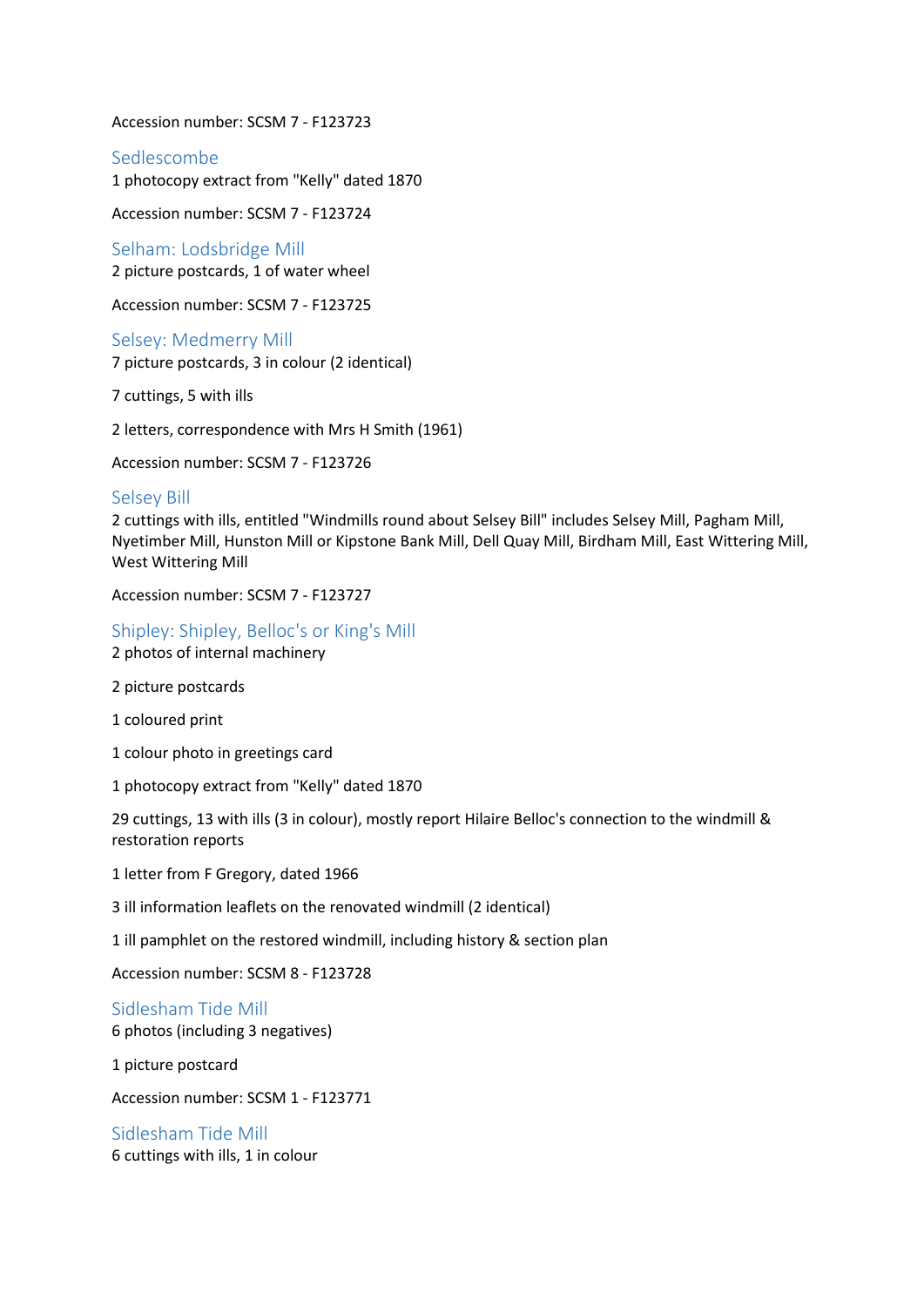Accession number: SCSM 7 - F123723

## Sedlescombe

1 photocopy extract from "Kelly" dated 1870

Accession number: SCSM 7 - F123724

## Selham: Lodsbridge Mill

2 picture postcards, 1 of water wheel

Accession number: SCSM 7 - F123725

## Selsey: Medmerry Mill

7 picture postcards, 3 in colour (2 identical)

7 cuttings, 5 with ills

2 letters, correspondence with Mrs H Smith (1961)

Accession number: SCSM 7 - F123726

## Selsey Bill

2 cuttings with ills, entitled "Windmills round about Selsey Bill" includes Selsey Mill, Pagham Mill, Nyetimber Mill, Hunston Mill or Kipstone Bank Mill, Dell Quay Mill, Birdham Mill, East Wittering Mill, West Wittering Mill

Accession number: SCSM 7 - F123727

## Shipley: Shipley, Belloc's or King's Mill

2 photos of internal machinery

2 picture postcards

1 coloured print

1 colour photo in greetings card

1 photocopy extract from "Kelly" dated 1870

29 cuttings, 13 with ills (3 in colour), mostly report Hilaire Belloc's connection to the windmill & restoration reports

1 letter from F Gregory, dated 1966

3 ill information leaflets on the renovated windmill (2 identical)

1 ill pamphlet on the restored windmill, including history & section plan

Accession number: SCSM 8 - F123728

## Sidlesham Tide Mill

6 photos (including 3 negatives)

1 picture postcard

Accession number: SCSM 1 - F123771

## Sidlesham Tide Mill

6 cuttings with ills, 1 in colour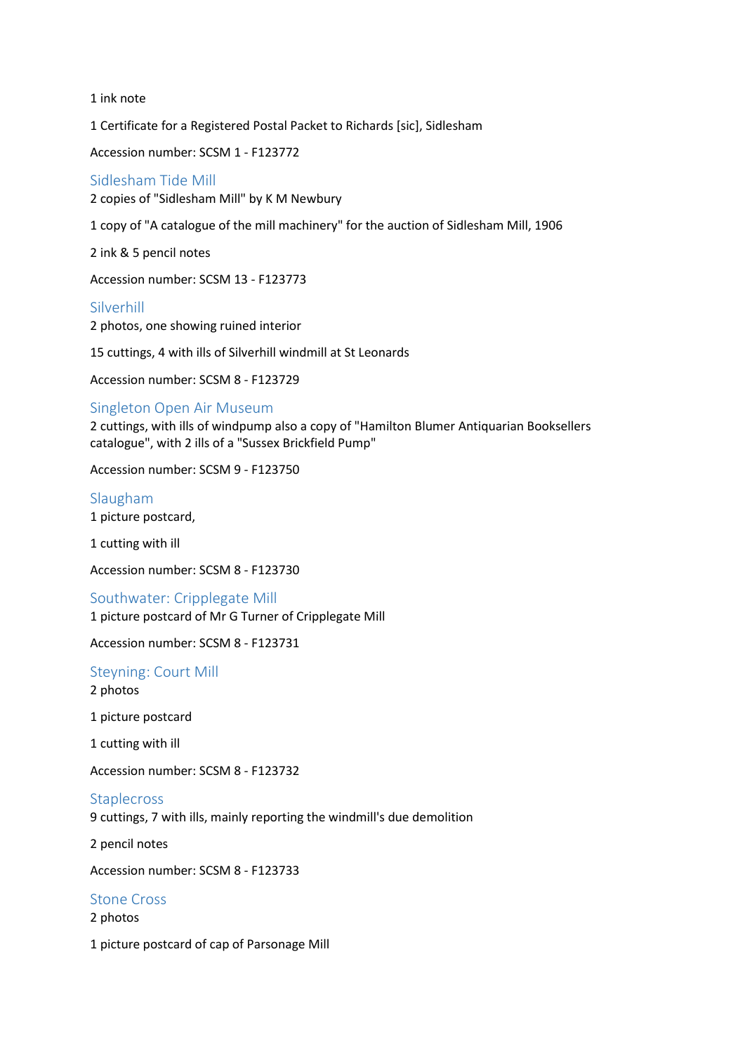1 ink note

1 Certificate for a Registered Postal Packet to Richards [sic], Sidlesham

Accession number: SCSM 1 - F123772

## Sidlesham Tide Mill

2 copies of "Sidlesham Mill" by K M Newbury

1 copy of "A catalogue of the mill machinery" for the auction of Sidlesham Mill, 1906

2 ink & 5 pencil notes

Accession number: SCSM 13 - F123773

## Silverhill

2 photos, one showing ruined interior

15 cuttings, 4 with ills of Silverhill windmill at St Leonards

Accession number: SCSM 8 - F123729

## Singleton Open Air Museum

2 cuttings, with ills of windpump also a copy of "Hamilton Blumer Antiquarian Booksellers catalogue", with 2 ills of a "Sussex Brickfield Pump"

Accession number: SCSM 9 - F123750

## Slaugham

1 picture postcard,

1 cutting with ill

Accession number: SCSM 8 - F123730

## Southwater: Cripplegate Mill

1 picture postcard of Mr G Turner of Cripplegate Mill

Accession number: SCSM 8 - F123731

## Steyning: Court Mill

2 photos

1 picture postcard

1 cutting with ill

Accession number: SCSM 8 - F123732

## Staplecross

9 cuttings, 7 with ills, mainly reporting the windmill's due demolition

2 pencil notes

Accession number: SCSM 8 - F123733

## Stone Cross

2 photos

1 picture postcard of cap of Parsonage Mill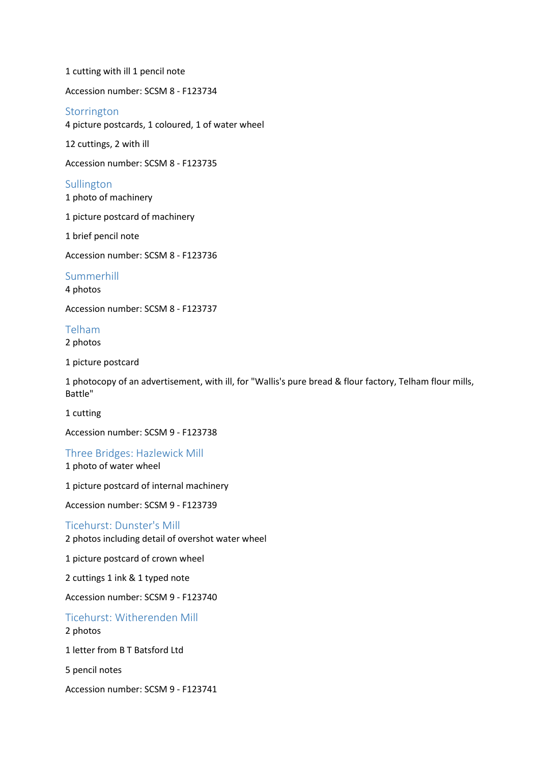1 cutting with ill 1 pencil note

Accession number: SCSM 8 - F123734

## Storrington

4 picture postcards, 1 coloured, 1 of water wheel

12 cuttings, 2 with ill

Accession number: SCSM 8 - F123735

## Sullington

1 photo of machinery

1 picture postcard of machinery

1 brief pencil note

Accession number: SCSM 8 - F123736

## Summerhill

4 photos

Accession number: SCSM 8 - F123737

## Telham

2 photos

1 picture postcard

1 photocopy of an advertisement, with ill, for "Wallis's pure bread & flour factory, Telham flour mills, Battle"

1 cutting

Accession number: SCSM 9 - F123738

## Three Bridges: Hazlewick Mill

1 photo of water wheel

1 picture postcard of internal machinery

Accession number: SCSM 9 - F123739

## Ticehurst: Dunster's Mill

2 photos including detail of overshot water wheel

1 picture postcard of crown wheel

2 cuttings 1 ink & 1 typed note

Accession number: SCSM 9 - F123740

## Ticehurst: Witherenden Mill

2 photos

1 letter from B T Batsford Ltd

5 pencil notes

Accession number: SCSM 9 - F123741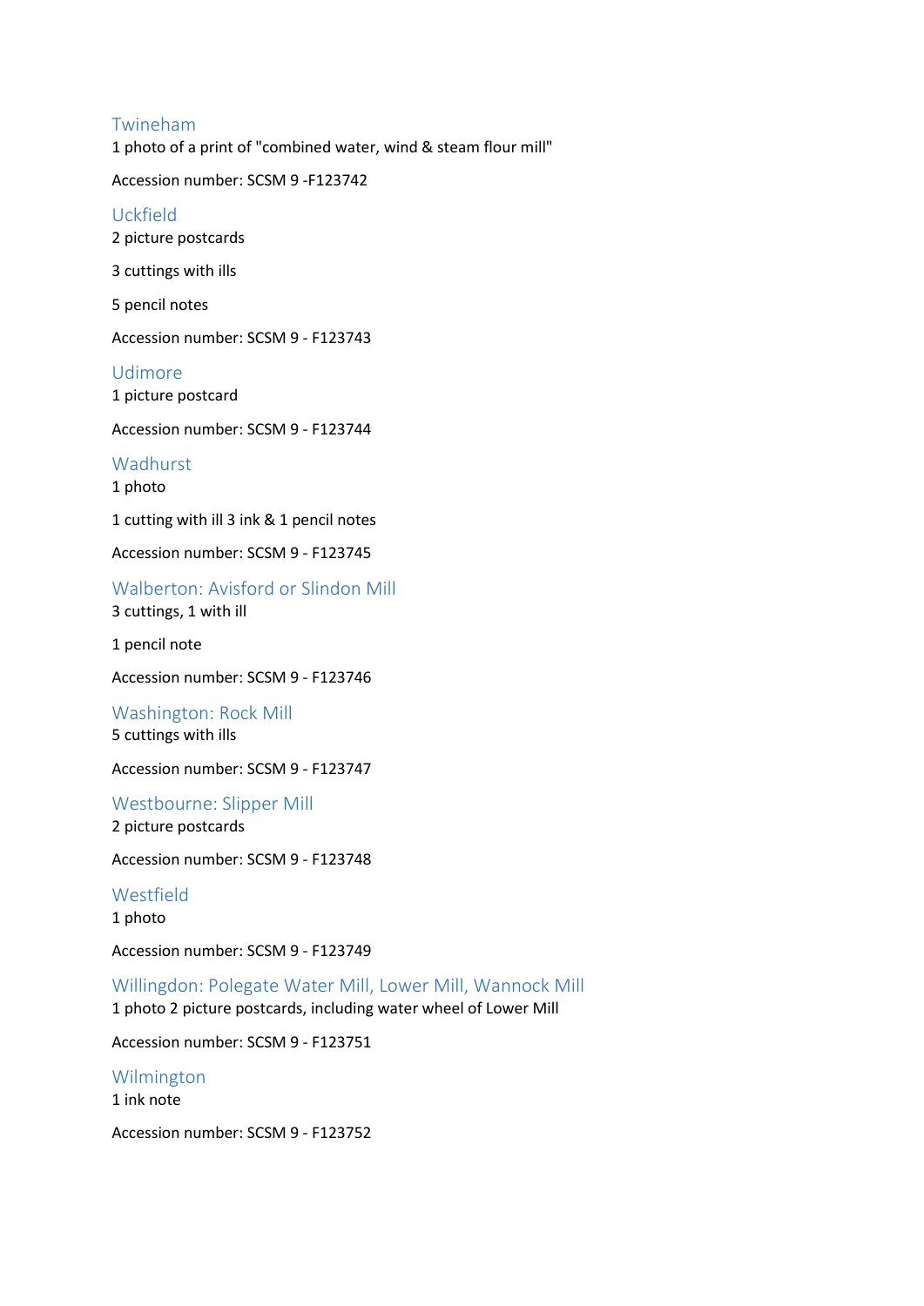## Twineham

1 photo of a print of "combined water, wind & steam flour mill"

Accession number: SCSM 9 -F123742

## Uckfield

2 picture postcards

3 cuttings with ills

5 pencil notes

Accession number: SCSM 9 - F123743

## Udimore

1 picture postcard

Accession number: SCSM 9 - F123744

## Wadhurst

1 photo

1 cutting with ill 3 ink & 1 pencil notes

Accession number: SCSM 9 - F123745

## Walberton: Avisford or Slindon Mill

3 cuttings, 1 with ill

1 pencil note

Accession number: SCSM 9 - F123746

## Washington: Rock Mill

5 cuttings with ills

Accession number: SCSM 9 - F123747

## Westbourne: Slipper Mill

2 picture postcards

Accession number: SCSM 9 - F123748

## Westfield

1 photo

Accession number: SCSM 9 - F123749

## Willingdon: Polegate Water Mill, Lower Mill, Wannock Mill

1 photo 2 picture postcards, including water wheel of Lower Mill

Accession number: SCSM 9 - F123751

## Wilmington

1 ink note

Accession number: SCSM 9 - F123752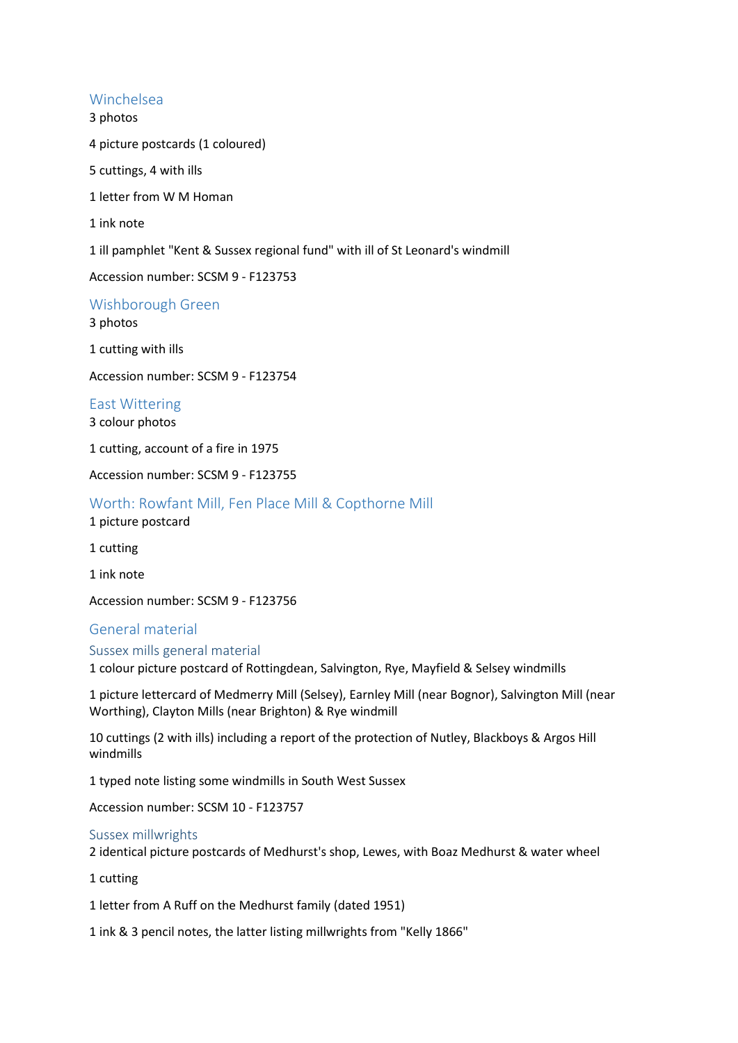## Winchelsea

3 photos

4 picture postcards (1 coloured)

5 cuttings, 4 with ills

1 letter from W M Homan

1 ink note

1 ill pamphlet "Kent & Sussex regional fund" with ill of St Leonard's windmill

Accession number: SCSM 9 - F123753

## Wishborough Green

3 photos

1 cutting with ills

Accession number: SCSM 9 - F123754

## East Wittering

3 colour photos

1 cutting, account of a fire in 1975

Accession number: SCSM 9 - F123755

## Worth: Rowfant Mill, Fen Place Mill & Copthorne Mill

1 picture postcard

1 cutting

1 ink note

Accession number: SCSM 9 - F123756

## General material

### Sussex mills general material

1 colour picture postcard of Rottingdean, Salvington, Rye, Mayfield & Selsey windmills

1 picture lettercard of Medmerry Mill (Selsey), Earnley Mill (near Bognor), Salvington Mill (near Worthing), Clayton Mills (near Brighton) & Rye windmill

10 cuttings (2 with ills) including a report of the protection of Nutley, Blackboys & Argos Hill windmills

1 typed note listing some windmills in South West Sussex

Accession number: SCSM 10 - F123757

### Sussex millwrights

2 identical picture postcards of Medhurst's shop, Lewes, with Boaz Medhurst & water wheel

1 cutting

1 letter from A Ruff on the Medhurst family (dated 1951)

1 ink & 3 pencil notes, the latter listing millwrights from "Kelly 1866"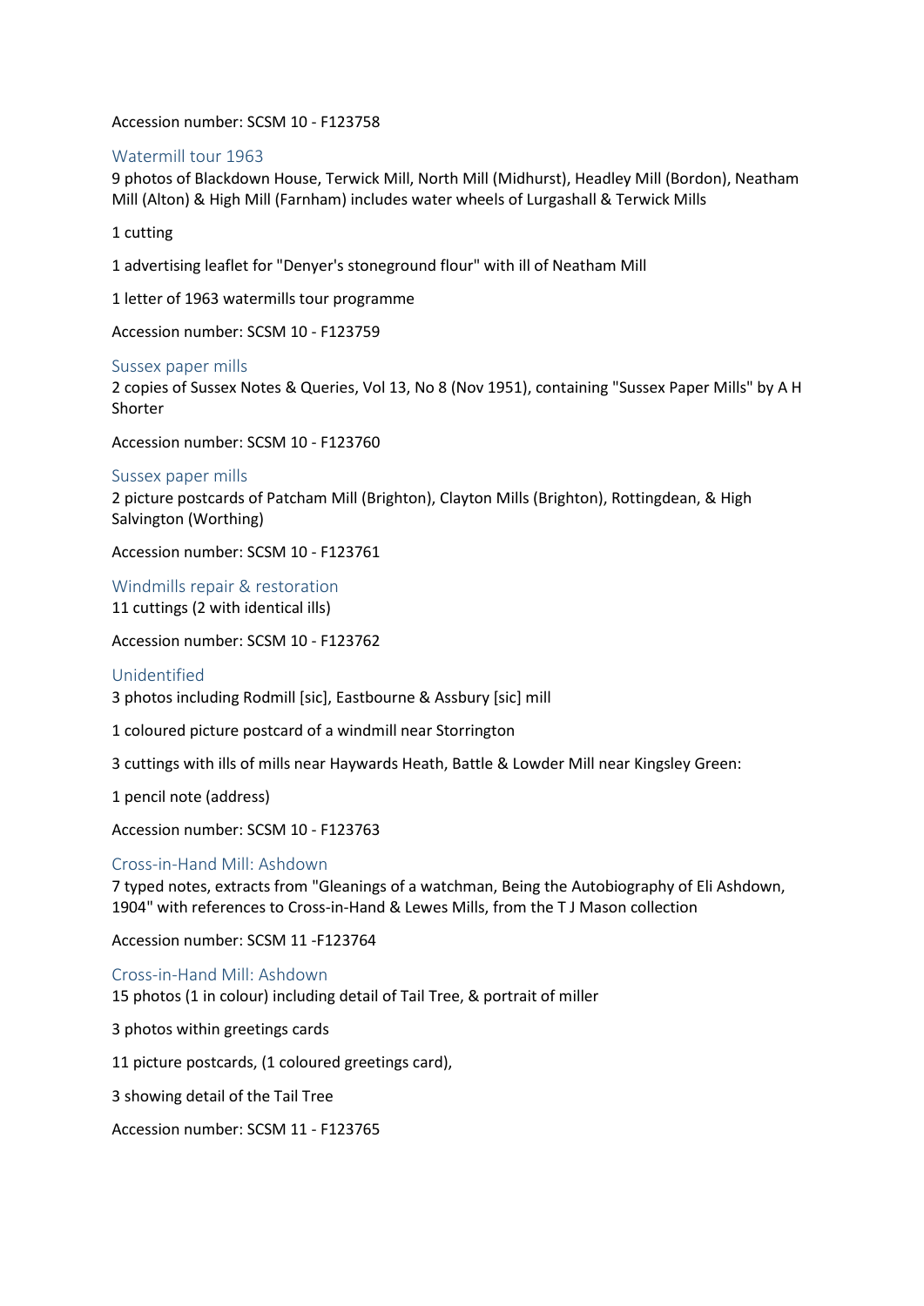Accession number: SCSM 10 - F123758

### Watermill tour 1963

9 photos of Blackdown House, Terwick Mill, North Mill (Midhurst), Headley Mill (Bordon), Neatham Mill (Alton) & High Mill (Farnham) includes water wheels of Lurgashall & Terwick Mills

1 cutting

1 advertising leaflet for "Denyer's stoneground flour" with ill of Neatham Mill

1 letter of 1963 watermills tour programme

Accession number: SCSM 10 - F123759

### Sussex paper mills

2 copies of Sussex Notes & Queries, Vol 13, No 8 (Nov 1951), containing "Sussex Paper Mills" by A H Shorter

Accession number: SCSM 10 - F123760

### Sussex paper mills

2 picture postcards of Patcham Mill (Brighton), Clayton Mills (Brighton), Rottingdean, & High Salvington (Worthing)

Accession number: SCSM 10 - F123761

### Windmills repair & restoration

11 cuttings (2 with identical ills)

Accession number: SCSM 10 - F123762

### Unidentified

3 photos including Rodmill [sic], Eastbourne & Assbury [sic] mill

1 coloured picture postcard of a windmill near Storrington

3 cuttings with ills of mills near Haywards Heath, Battle & Lowder Mill near Kingsley Green:

1 pencil note (address)

Accession number: SCSM 10 - F123763

### Cross-in-Hand Mill: Ashdown

7 typed notes, extracts from "Gleanings of a watchman, Being the Autobiography of Eli Ashdown, 1904" with references to Cross-in-Hand & Lewes Mills, from the T J Mason collection

Accession number: SCSM 11 -F123764

### Cross-in-Hand Mill: Ashdown

15 photos (1 in colour) including detail of Tail Tree, & portrait of miller

3 photos within greetings cards

11 picture postcards, (1 coloured greetings card),

3 showing detail of the Tail Tree

Accession number: SCSM 11 - F123765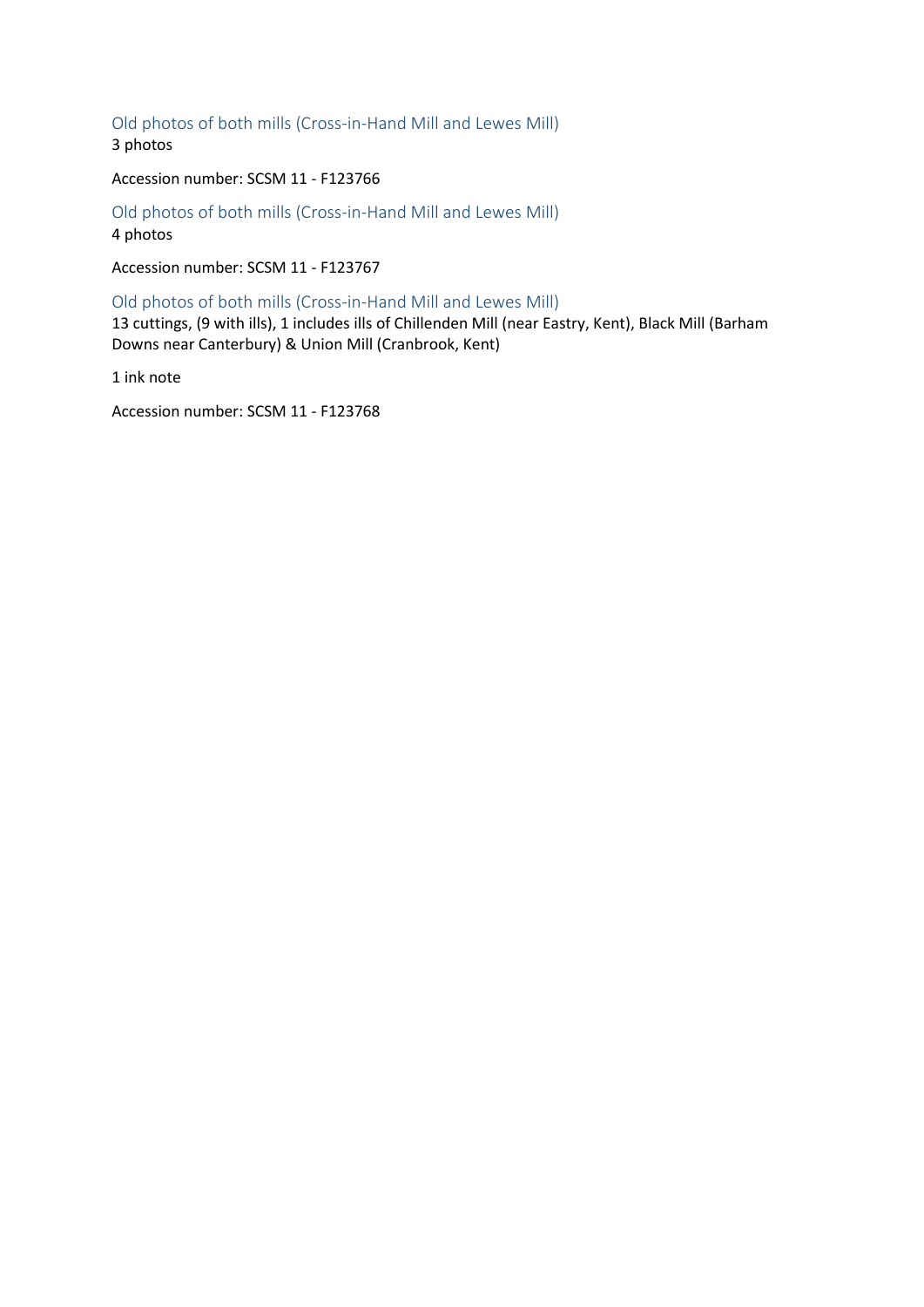### Old photos of both mills (Cross-in-Hand Mill and Lewes Mill)

3 photos

Accession number: SCSM 11 - F123766

### Old photos of both mills (Cross-in-Hand Mill and Lewes Mill)

4 photos

Accession number: SCSM 11 - F123767

### Old photos of both mills (Cross-in-Hand Mill and Lewes Mill)

13 cuttings, (9 with ills), 1 includes ills of Chillenden Mill (near Eastry, Kent), Black Mill (Barham Downs near Canterbury) & Union Mill (Cranbrook, Kent)

1 ink note

Accession number: SCSM 11 - F123768